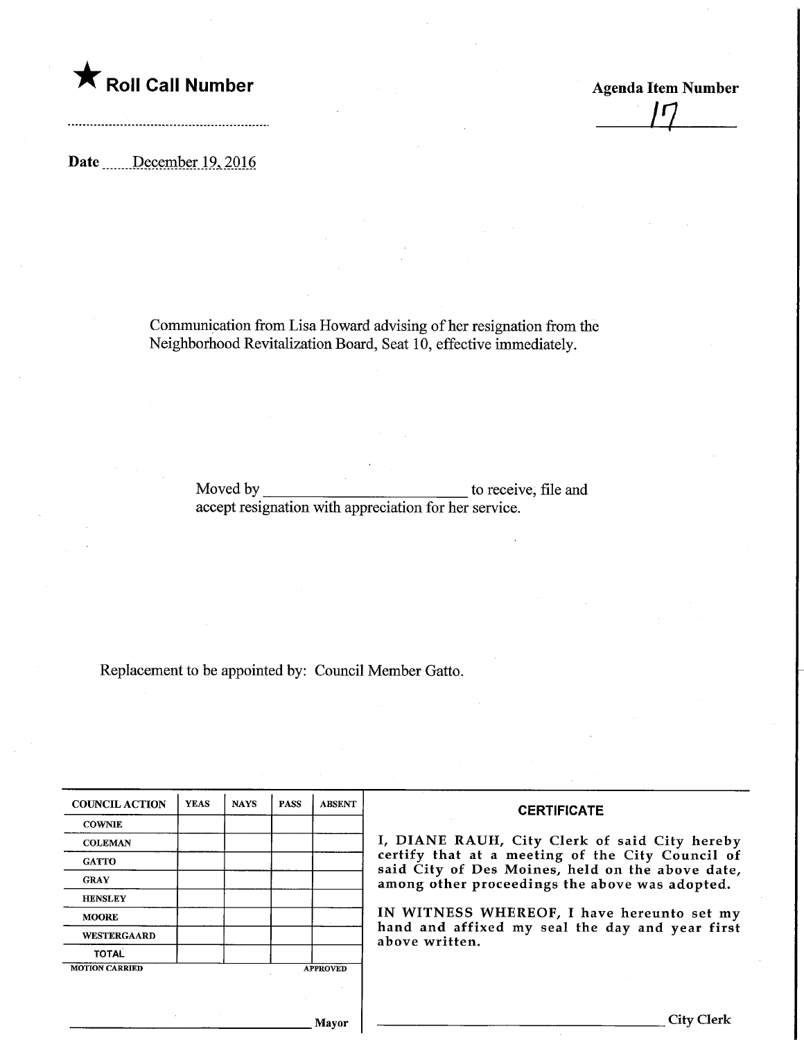★ **Roll Call Number**

**Agenda Item Number**

17

Date December 19, 2016

Communication from Lisa Howard advising of her resignation from the Neighborhood Revitalization Board, Seat 10, effective immediately.

Moved by ________________________ to receive, file and accept resignation with appreciation for her service.

Replacement to be appointed by: Council Member Gatto.

| COUNCIL ACTION | YEAS | NAYS | PASS | ABSENT |
|---|---|---|---|---|
| COWNIE | | | | |
| COLEMAN | | | | |
| GATTO | | | | |
| GRAY | | | | |
| HENSLEY | | | | |
| MOORE | | | | |
| WESTERGAARD | | | | |
| TOTAL | | | | |

MOTION CARRIED APPROVED

________________________ Mayor

**CERTIFICATE**

I, DIANE RAUH, City Clerk of said City hereby certify that at a meeting of the City Council of said City of Des Moines, held on the above date, among other proceedings the above was adopted.

IN WITNESS WHEREOF, I have hereunto set my hand and affixed my seal the day and year first above written.

________________________ City Clerk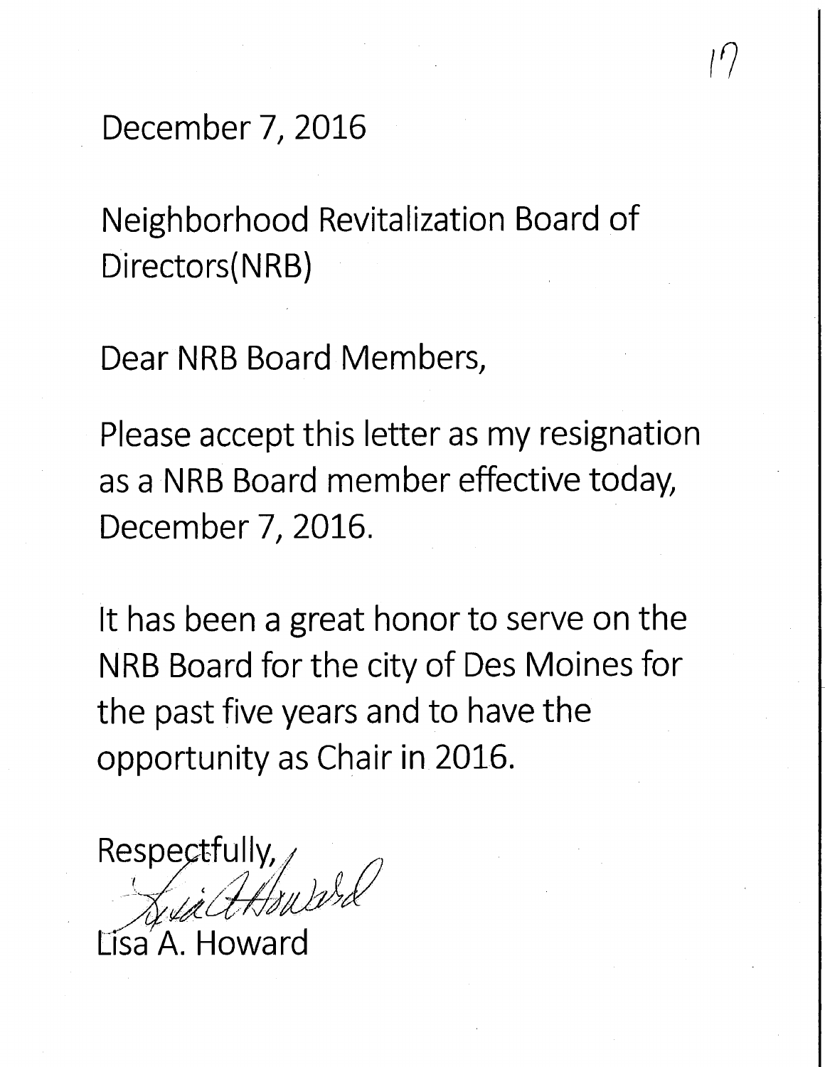December 7, 2016

Neighborhood Revitalization Board of Directors(NRB)

Dear NRB Board Members,

Please accept this letter as my resignation as a NRB Board member effective today, December 7, 2016.

It has been a great honor to serve on the NRB Board for the city of Des Moines for the past five years and to have the opportunity as Chair in 2016.

Respectfully,

Lisa A. Howard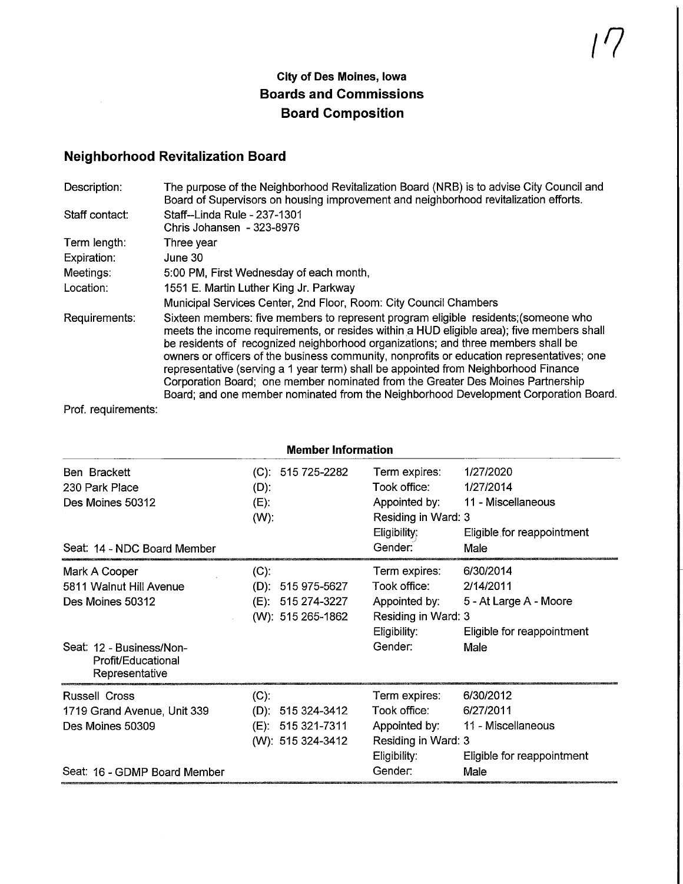# City of Des Moines, Iowa
## Boards and Commissions
## Board Composition

## Neighborhood Revitalization Board

| | |
|---|---|
| Description: | The purpose of the Neighborhood Revitalization Board (NRB) is to advise City Council and Board of Supervisors on housing improvement and neighborhood revitalization efforts. |
| Staff contact: | Staff--Linda Rule - 237-1301<br>Chris Johansen - 323-8976 |
| Term length: | Three year |
| Expiration: | June 30 |
| Meetings: | 5:00 PM, First Wednesday of each month, |
| Location: | 1551 E. Martin Luther King Jr. Parkway<br>Municipal Services Center, 2nd Floor, Room: City Council Chambers |
| Requirements: | Sixteen members: five members to represent program eligible residents;(someone who meets the income requirements, or resides within a HUD eligible area); five members shall be residents of recognized neighborhood organizations; and three members shall be owners or officers of the business community, nonprofits or education representatives; one representative (serving a 1 year term) shall be appointed from Neighborhood Finance Corporation Board; one member nominated from the Greater Des Moines Partnership Board; and one member nominated from the Neighborhood Development Corporation Board. |
| Prof. requirements: | |

### Member Information

| Member | Phone | | |
|---|---|---|---|
| Ben Brackett<br>230 Park Place<br>Des Moines 50312<br><br>Seat: 14 - NDC Board Member | (C): 515 725-2282<br>(D):<br>(E):<br>(W): | Term expires:<br>Took office:<br>Appointed by:<br>Residing in Ward: 3<br>Eligibility:<br>Gender: | 1/27/2020<br>1/27/2014<br>11 - Miscellaneous<br><br>Eligible for reappointment<br>Male |
| Mark A Cooper<br>5811 Walnut Hill Avenue<br>Des Moines 50312<br><br>Seat: 12 - Business/Non-Profit/Educational Representative | (C):<br>(D): 515 975-5627<br>(E): 515 274-3227<br>(W): 515 265-1862 | Term expires:<br>Took office:<br>Appointed by:<br>Residing in Ward: 3<br>Eligibility:<br>Gender: | 6/30/2014<br>2/14/2011<br>5 - At Large A - Moore<br><br>Eligible for reappointment<br>Male |
| Russell Cross<br>1719 Grand Avenue, Unit 339<br>Des Moines 50309<br><br>Seat: 16 - GDMP Board Member | (C):<br>(D): 515 324-3412<br>(E): 515 321-7311<br>(W): 515 324-3412 | Term expires:<br>Took office:<br>Appointed by:<br>Residing in Ward: 3<br>Eligibility:<br>Gender: | 6/30/2012<br>6/27/2011<br>11 - Miscellaneous<br><br>Eligible for reappointment<br>Male |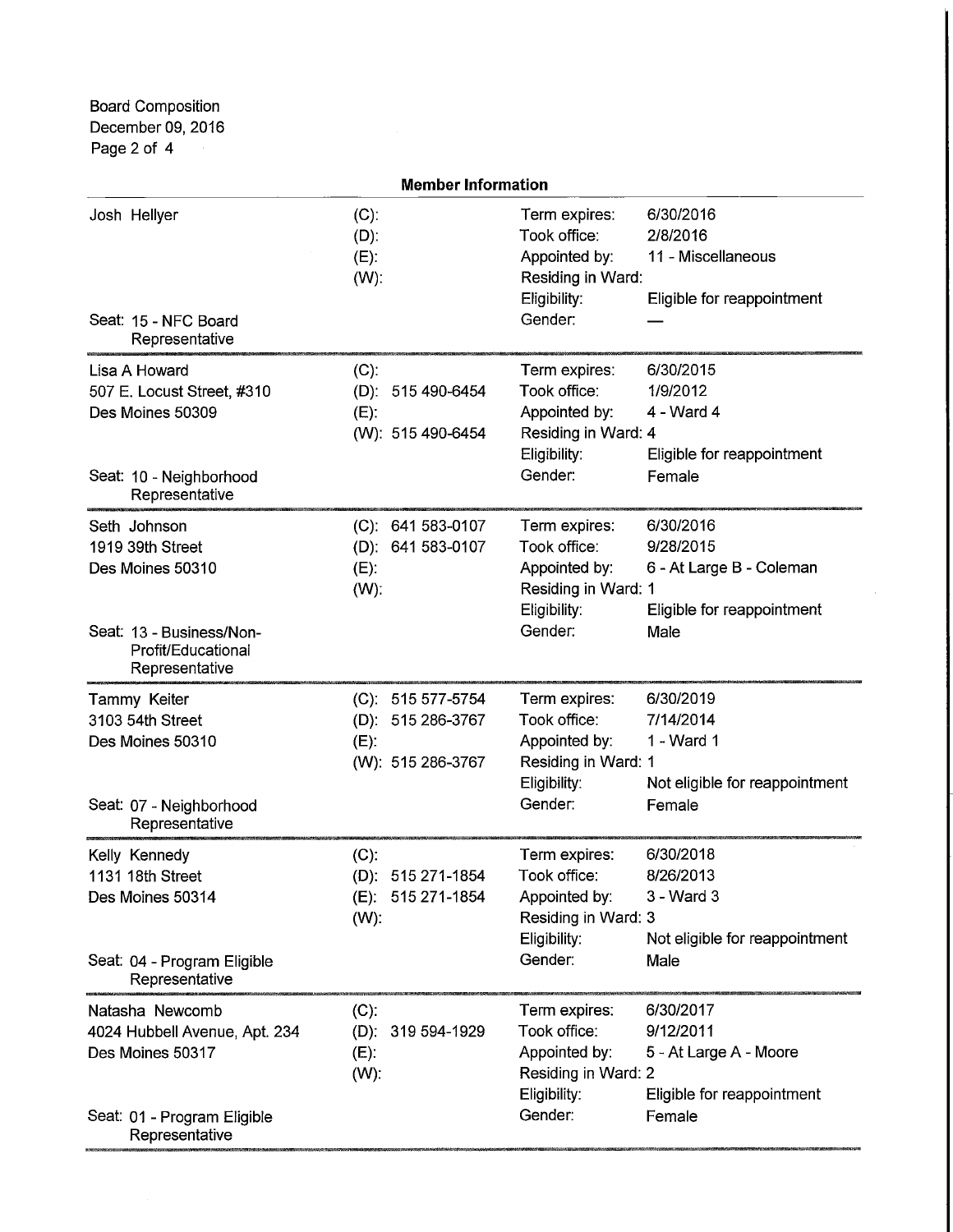Board Composition
December 09, 2016

## Member Information

| Member | Contact | Field | Value |
|---|---|---|---|
| Josh Hellyer | (C): | Term expires: | 6/30/2016 |
| | (D): | Took office: | 2/8/2016 |
| | (E): | Appointed by: | 11 - Miscellaneous |
| | (W): | Residing in Ward: | |
| | | Eligibility: | Eligible for reappointment |
| Seat: 15 - NFC Board Representative | | Gender: | — |
| Lisa A Howard | (C): | Term expires: | 6/30/2015 |
| 507 E. Locust Street, #310 | (D): 515 490-6454 | Took office: | 1/9/2012 |
| Des Moines 50309 | (E): | Appointed by: | 4 - Ward 4 |
| | (W): 515 490-6454 | Residing in Ward: | 4 |
| | | Eligibility: | Eligible for reappointment |
| Seat: 10 - Neighborhood Representative | | Gender: | Female |
| Seth Johnson | (C): 641 583-0107 | Term expires: | 6/30/2016 |
| 1919 39th Street | (D): 641 583-0107 | Took office: | 9/28/2015 |
| Des Moines 50310 | (E): | Appointed by: | 6 - At Large B - Coleman |
| | (W): | Residing in Ward: | 1 |
| | | Eligibility: | Eligible for reappointment |
| Seat: 13 - Business/Non-Profit/Educational Representative | | Gender: | Male |
| Tammy Keiter | (C): 515 577-5754 | Term expires: | 6/30/2019 |
| 3103 54th Street | (D): 515 286-3767 | Took office: | 7/14/2014 |
| Des Moines 50310 | (E): | Appointed by: | 1 - Ward 1 |
| | (W): 515 286-3767 | Residing in Ward: | 1 |
| | | Eligibility: | Not eligible for reappointment |
| Seat: 07 - Neighborhood Representative | | Gender: | Female |
| Kelly Kennedy | (C): | Term expires: | 6/30/2018 |
| 1131 18th Street | (D): 515 271-1854 | Took office: | 8/26/2013 |
| Des Moines 50314 | (E): 515 271-1854 | Appointed by: | 3 - Ward 3 |
| | (W): | Residing in Ward: | 3 |
| | | Eligibility: | Not eligible for reappointment |
| Seat: 04 - Program Eligible Representative | | Gender: | Male |
| Natasha Newcomb | (C): | Term expires: | 6/30/2017 |
| 4024 Hubbell Avenue, Apt. 234 | (D): 319 594-1929 | Took office: | 9/12/2011 |
| Des Moines 50317 | (E): | Appointed by: | 5 - At Large A - Moore |
| | (W): | Residing in Ward: | 2 |
| | | Eligibility: | Eligible for reappointment |
| Seat: 01 - Program Eligible Representative | | Gender: | Female |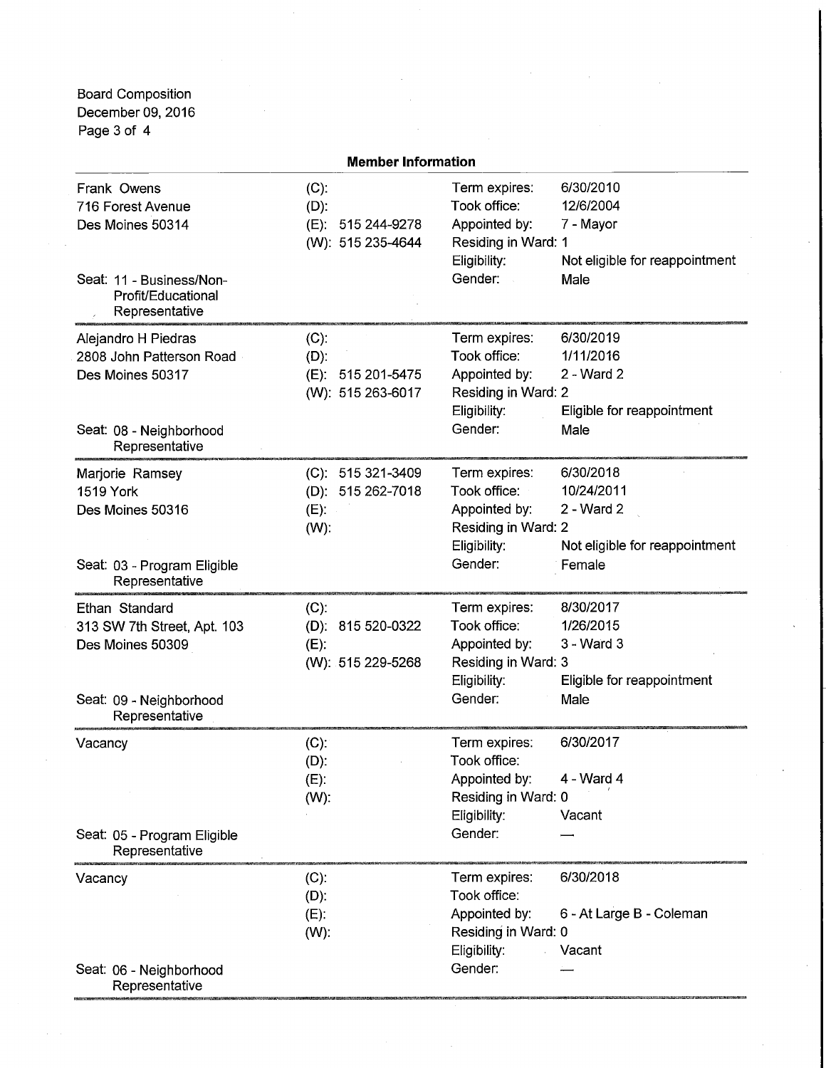Board Composition
December 09, 2016

**Member Information**

| Member | Contact | Details | |
|---|---|---|---|
| Frank Owens<br>716 Forest Avenue<br>Des Moines 50314<br><br>Seat: 11 - Business/Non-Profit/Educational Representative | (C):<br>(D):<br>(E): 515 244-9278<br>(W): 515 235-4644 | Term expires:<br>Took office:<br>Appointed by:<br>Residing in Ward:<br>Eligibility:<br>Gender: | 6/30/2010<br>12/6/2004<br>7 - Mayor<br>1<br>Not eligible for reappointment<br>Male |
| Alejandro H Piedras<br>2808 John Patterson Road<br>Des Moines 50317<br><br>Seat: 08 - Neighborhood Representative | (C):<br>(D):<br>(E): 515 201-5475<br>(W): 515 263-6017 | Term expires:<br>Took office:<br>Appointed by:<br>Residing in Ward:<br>Eligibility:<br>Gender: | 6/30/2019<br>1/11/2016<br>2 - Ward 2<br>2<br>Eligible for reappointment<br>Male |
| Marjorie Ramsey<br>1519 York<br>Des Moines 50316<br><br>Seat: 03 - Program Eligible Representative | (C): 515 321-3409<br>(D): 515 262-7018<br>(E):<br>(W): | Term expires:<br>Took office:<br>Appointed by:<br>Residing in Ward:<br>Eligibility:<br>Gender: | 6/30/2018<br>10/24/2011<br>2 - Ward 2<br>2<br>Not eligible for reappointment<br>Female |
| Ethan Standard<br>313 SW 7th Street, Apt. 103<br>Des Moines 50309<br><br>Seat: 09 - Neighborhood Representative | (C):<br>(D): 815 520-0322<br>(E):<br>(W): 515 229-5268 | Term expires:<br>Took office:<br>Appointed by:<br>Residing in Ward:<br>Eligibility:<br>Gender: | 8/30/2017<br>1/26/2015<br>3 - Ward 3<br>3<br>Eligible for reappointment<br>Male |
| Vacancy<br><br>Seat: 05 - Program Eligible Representative | (C):<br>(D):<br>(E):<br>(W): | Term expires:<br>Took office:<br>Appointed by:<br>Residing in Ward:<br>Eligibility:<br>Gender: | 6/30/2017<br><br>4 - Ward 4<br>0<br>Vacant<br>— |
| Vacancy<br><br>Seat: 06 - Neighborhood Representative | (C):<br>(D):<br>(E):<br>(W): | Term expires:<br>Took office:<br>Appointed by:<br>Residing in Ward:<br>Eligibility:<br>Gender: | 6/30/2018<br><br>6 - At Large B - Coleman<br>0<br>Vacant<br>— |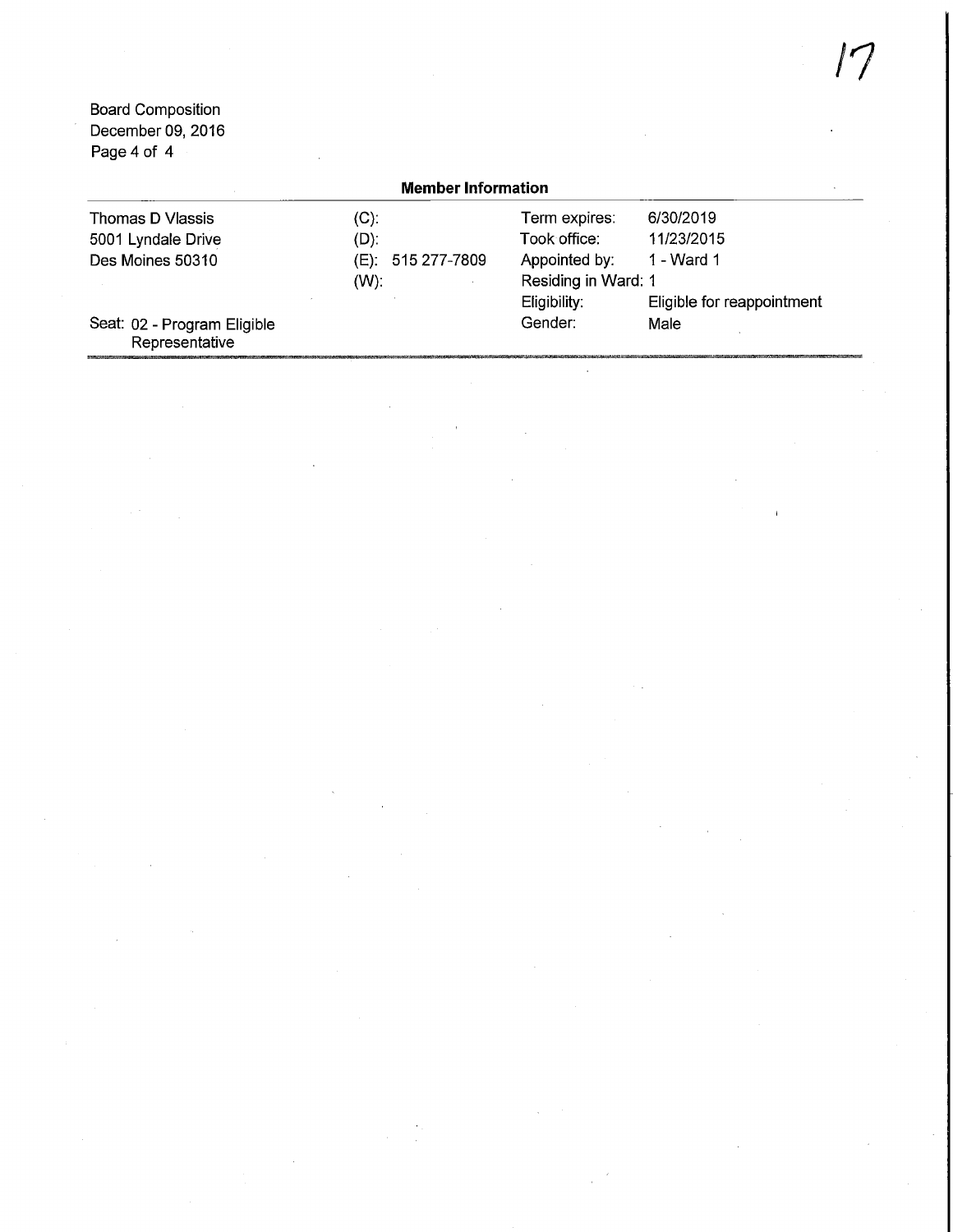Board Composition
December 09, 2016

**Member Information**

| | | | |
|---|---|---|---|
| Thomas D Vlassis | (C): | Term expires: | 6/30/2019 |
| 5001 Lyndale Drive | (D): | Took office: | 11/23/2015 |
| Des Moines 50310 | (E): 515 277-7809 | Appointed by: | 1 - Ward 1 |
| | (W): | Residing in Ward: 1 | |
| | | Eligibility: | Eligible for reappointment |
| Seat: 02 - Program Eligible Representative | | Gender: | Male |